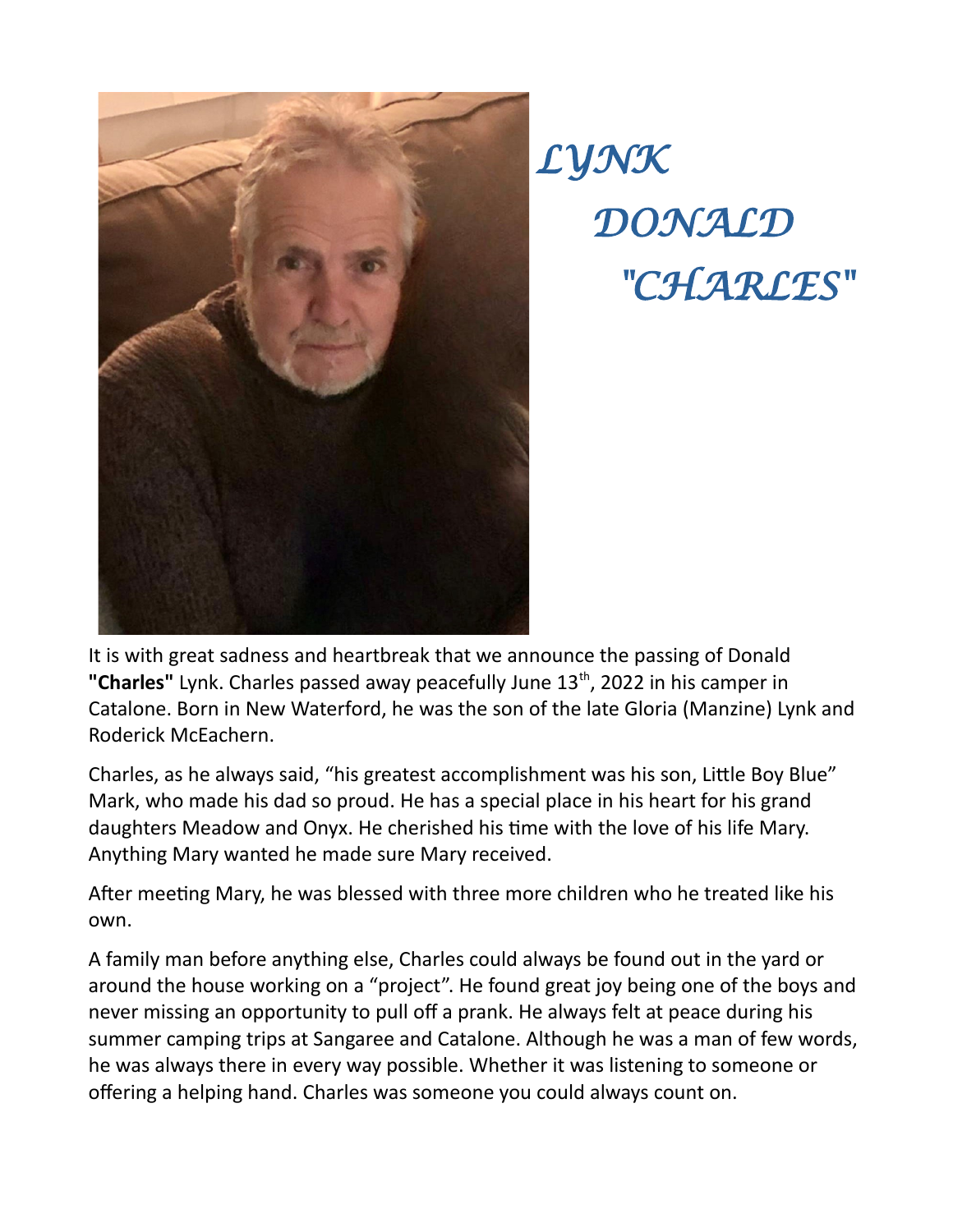# *LYNK DONALD "CHARLES"*

It is with great sadness and heartbreak that we announce the passing of Donald **"Charles"** Lynk. Charles passed away peacefully June 13th, 2022 in his camper in Catalone. Born in New Waterford, he was the son of the late Gloria (Manzine) Lynk and Roderick McEachern.

Charles, as he always said, "his greatest accomplishment was his son, Little Boy Blue" Mark, who made his dad so proud. He has a special place in his heart for his grand daughters Meadow and Onyx. He cherished his time with the love of his life Mary. Anything Mary wanted he made sure Mary received.

After meeting Mary, he was blessed with three more children who he treated like his own.

A family man before anything else, Charles could always be found out in the yard or around the house working on a "project". He found great joy being one of the boys and never missing an opportunity to pull off a prank. He always felt at peace during his summer camping trips at Sangaree and Catalone. Although he was a man of few words, he was always there in every way possible. Whether it was listening to someone or offering a helping hand. Charles was someone you could always count on.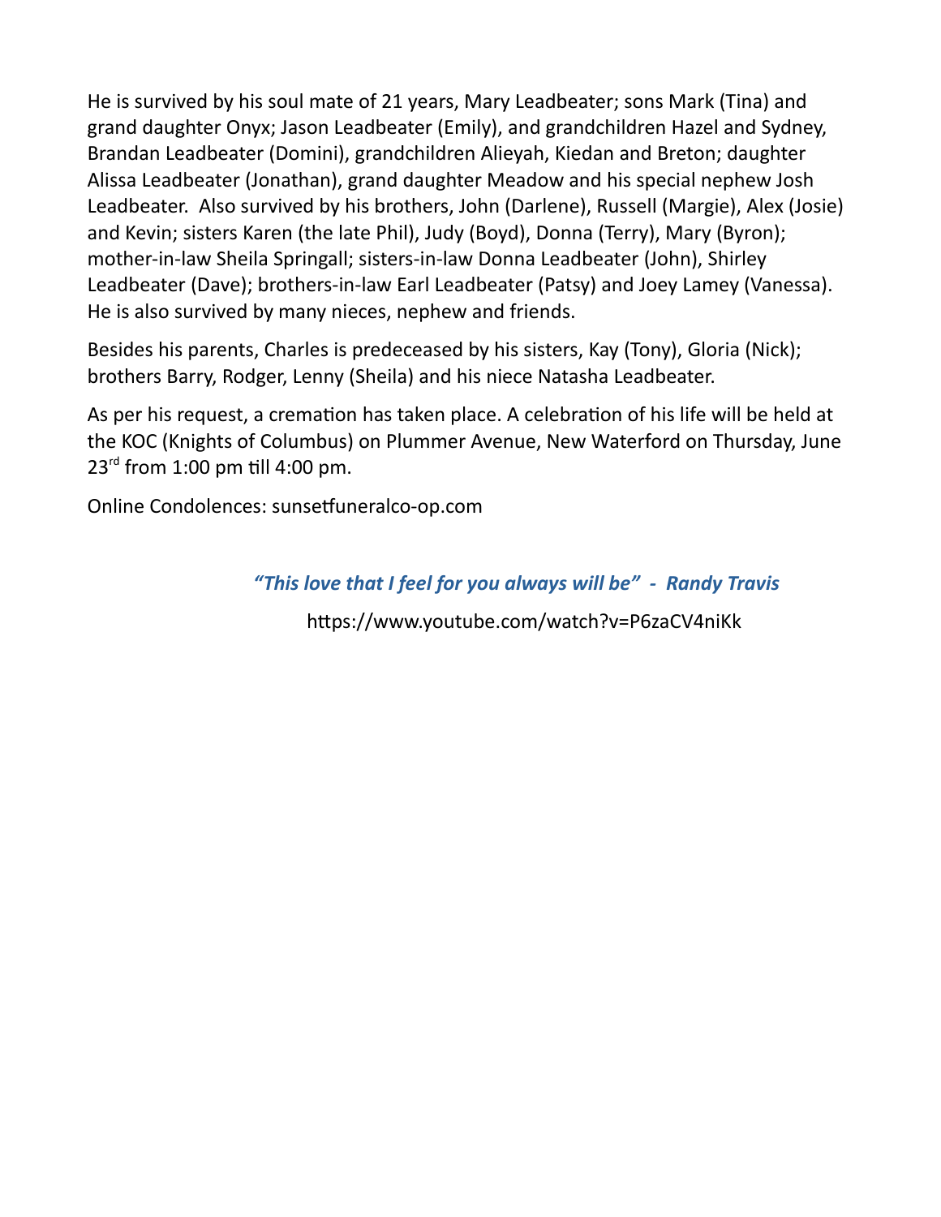He is survived by his soul mate of 21 years, Mary Leadbeater; sons Mark (Tina) and grand daughter Onyx; Jason Leadbeater (Emily), and grandchildren Hazel and Sydney, Brandan Leadbeater (Domini), grandchildren Alieyah, Kiedan and Breton; daughter Alissa Leadbeater (Jonathan), grand daughter Meadow and his special nephew Josh Leadbeater. Also survived by his brothers, John (Darlene), Russell (Margie), Alex (Josie) and Kevin; sisters Karen (the late Phil), Judy (Boyd), Donna (Terry), Mary (Byron); mother-in-law Sheila Springall; sisters-in-law Donna Leadbeater (John), Shirley Leadbeater (Dave); brothers-in-law Earl Leadbeater (Patsy) and Joey Lamey (Vanessa). He is also survived by many nieces, nephew and friends.

Besides his parents, Charles is predeceased by his sisters, Kay (Tony), Gloria (Nick); brothers Barry, Rodger, Lenny (Sheila) and his niece Natasha Leadbeater.

As per his request, a cremation has taken place. A celebration of his life will be held at the KOC (Knights of Columbus) on Plummer Avenue, New Waterford on Thursday, June 23rd from 1:00 pm till 4:00 pm.

Online Condolences: sunsetfuneralco-op.com

***"This love that I feel for you always will be" - Randy Travis***

https://www.youtube.com/watch?v=P6zaCV4niKk